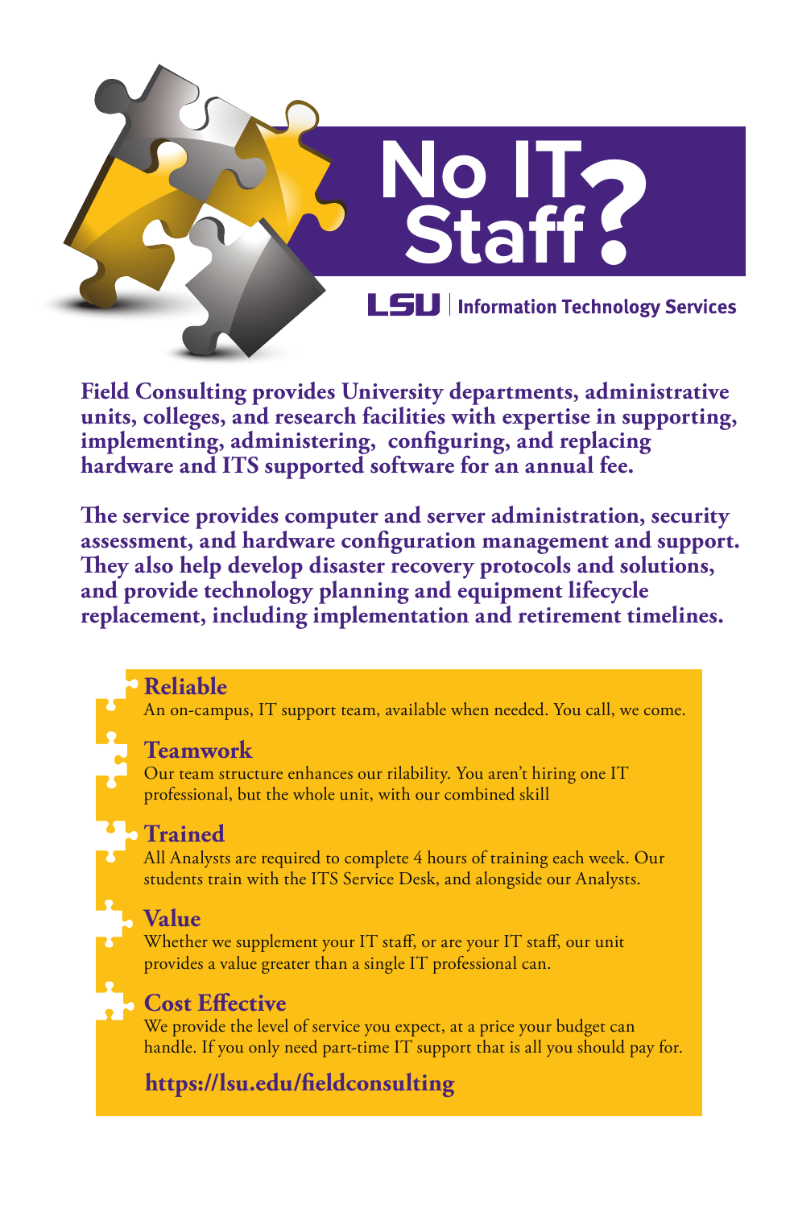# No IT Staff?

**LSU | Information Technology Services**

**Field Consulting provides University departments, administrative units, colleges, and research facilities with expertise in supporting, implementing, administering, configuring, and replacing hardware and ITS supported software for an annual fee.**

**The service provides computer and server administration, security assessment, and hardware configuration management and support. They also help develop disaster recovery protocols and solutions, and provide technology planning and equipment lifecycle replacement, including implementation and retirement timelines.**

## Reliable

An on-campus, IT support team, available when needed. You call, we come.

## Teamwork

Our team structure enhances our rilability. You aren't hiring one IT professional, but the whole unit, with our combined skill

## Trained

All Analysts are required to complete 4 hours of training each week. Our students train with the ITS Service Desk, and alongside our Analysts.

## Value

Whether we supplement your IT staff, or are your IT staff, our unit provides a value greater than a single IT professional can.

## Cost Effective

We provide the level of service you expect, at a price your budget can handle. If you only need part-time IT support that is all you should pay for.

**https://lsu.edu/fieldconsulting**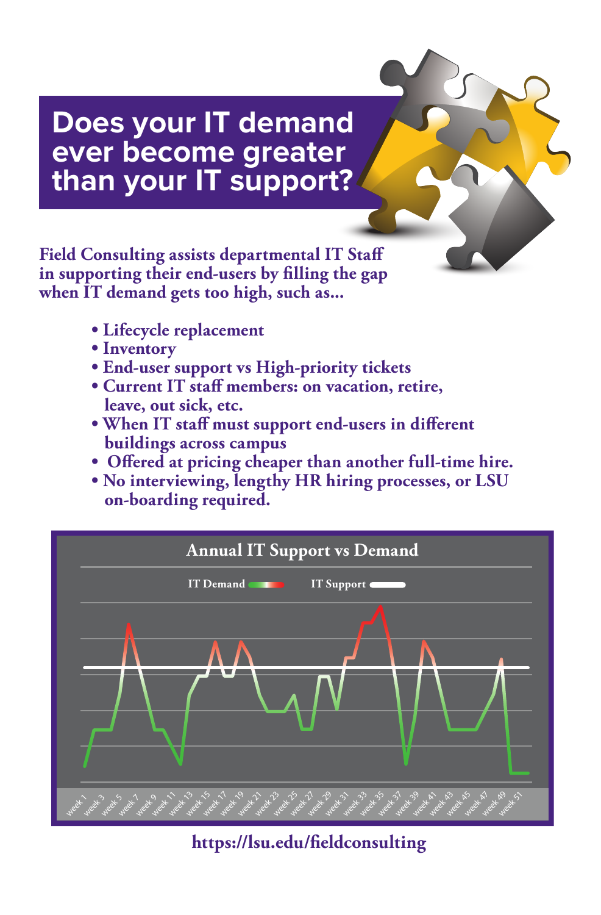# Does your IT demand ever become greater than your IT support?

**Field Consulting assists departmental IT Staff in supporting their end-users by filling the gap when IT demand gets too high, such as...**

- **Lifecycle replacement**
- **Inventory**
- **End-user support vs High-priority tickets**
- **Current IT staff members: on vacation, retire, leave, out sick, etc.**
- **When IT staff must support end-users in different buildings across campus**
- **Offered at pricing cheaper than another full-time hire.**
- **No interviewing, lengthy HR hiring processes, or LSU on-boarding required.**

Annual IT Support vs Demand

IT Demand

IT Support

week 1, week 3, week 5, week 7, week 9, week 11, week 13, week 15, week 17, week 19, week 21, week 23, week 25, week 27, week 29, week 31, week 33, week 35, week 37, week 39, week 41, week 43, week 45, week 47, week 49, week 51

**https://lsu.edu/fieldconsulting**